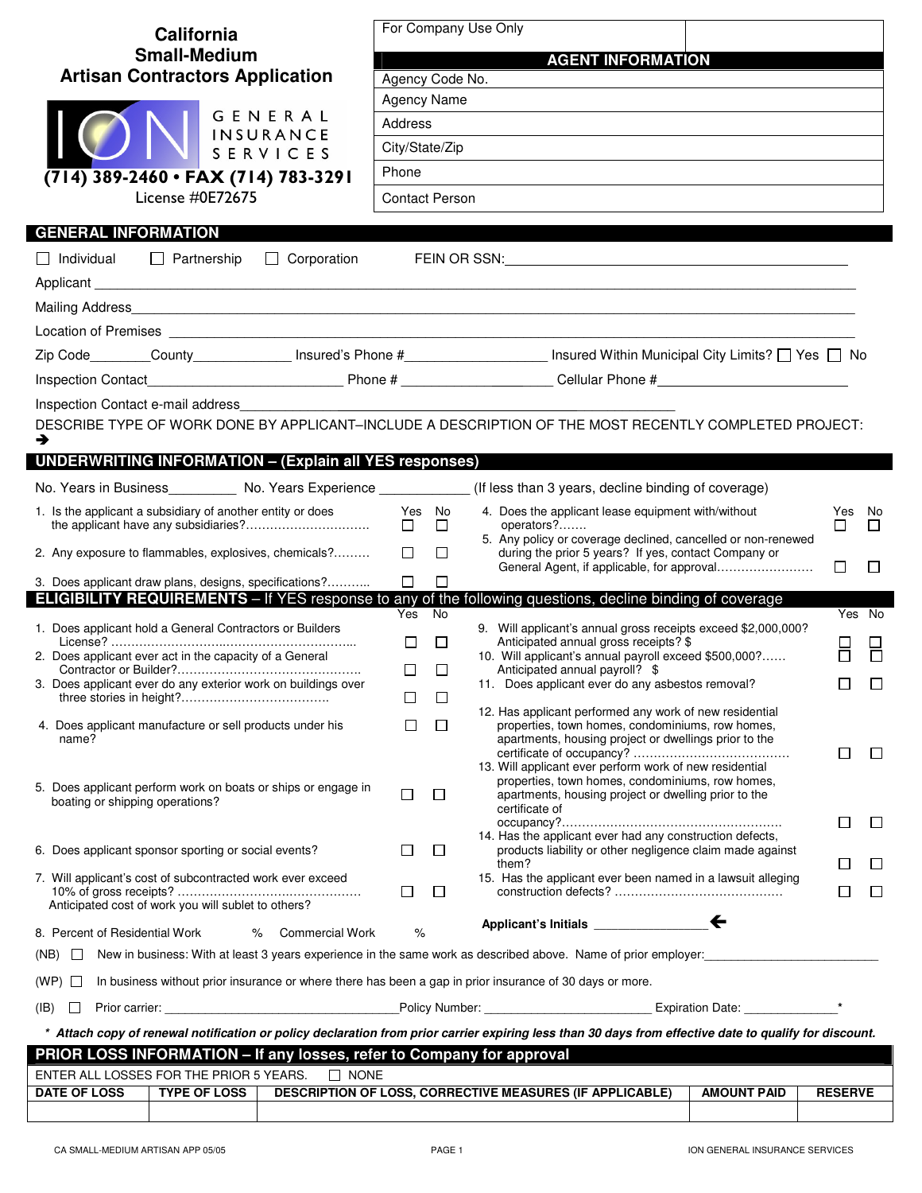# California Small-Medium Artisan Contractors Application

ION GENERAL INSURANCE SERVICES

(714) 389-2460 • FAX (714) 783-3291

License #0E72675

| For Company Use Only | |
|---|---|

## AGENT INFORMATION

| |
|---|
| Agency Code No. |
| Agency Name |
| Address |
| City/State/Zip |
| Phone |
| Contact Person |

## GENERAL INFORMATION

☐ Individual ☐ Partnership ☐ Corporation FEIN OR SSN:______________________________

Applicant ______________________________________________________________

Mailing Address__________________________________________________________

Location of Premises ______________________________________________________

Zip Code________County______________ Insured's Phone #__________________ Insured Within Municipal City Limits? ☐ Yes ☐ No

Inspection Contact__________________________ Phone # ____________________ Cellular Phone #__________________________

Inspection Contact e-mail address______________________________________________

DESCRIBE TYPE OF WORK DONE BY APPLICANT–INCLUDE A DESCRIPTION OF THE MOST RECENTLY COMPLETED PROJECT:
➔

## UNDERWRITING INFORMATION – (Explain all YES responses)

No. Years in Business_________ No. Years Experience ____________ (If less than 3 years, decline binding of coverage)

| | Yes | No |
|---|---|---|
| 1. Is the applicant a subsidiary of another entity or does the applicant have any subsidiaries?.............................. | ☐ | ☐ |
| 2. Any exposure to flammables, explosives, chemicals?......... | ☐ | ☐ |
| 3. Does applicant draw plans, designs, specifications?.......... | ☐ | ☐ |
| 4. Does the applicant lease equipment with/without operators?....... | ☐ | ☐ |
| 5. Any policy or coverage declined, cancelled or non-renewed during the prior 5 years? If yes, contact Company or General Agent, if applicable, for approval........................ | ☐ | ☐ |

## ELIGIBILITY REQUIREMENTS – If YES response to any of the following questions, decline binding of coverage

| | Yes | No |
|---|---|---|
| 1. Does applicant hold a General Contractors or Builders License? ............................................................ | ☐ | ☐ |
| 2. Does applicant ever act in the capacity of a General Contractor or Builder?............................................. | ☐ | ☐ |
| 3. Does applicant ever do any exterior work on buildings over three stories in height?.................................... | ☐ | ☐ |
| 4. Does applicant manufacture or sell products under his name? | ☐ | ☐ |
| 5. Does applicant perform work on boats or ships or engage in boating or shipping operations? | ☐ | ☐ |
| 6. Does applicant sponsor sporting or social events? | ☐ | ☐ |
| 7. Will applicant's cost of subcontracted work ever exceed 10% of gross receipts? ............................................ Anticipated cost of work you will sublet to others? | ☐ | ☐ |
| 8. Percent of Residential Work % Commercial Work % | | |
| 9. Will applicant's annual gross receipts exceed $2,000,000? Anticipated annual gross receipts? $ | ☐ | ☐ |
| 10. Will applicant's annual payroll exceed $500,000?...... Anticipated annual payroll? $ | ☐ | ☐ |
| 11. Does applicant ever do any asbestos removal? | ☐ | ☐ |
| 12. Has applicant performed any work of new residential properties, town homes, condominiums, row homes, apartments, housing project or dwellings prior to the certificate of occupancy? ...................................... | ☐ | ☐ |
| 13. Will applicant ever perform work of new residential properties, town homes, condominiums, row homes, apartments, housing project or dwelling prior to the certificate of occupancy?...................................................... | ☐ | ☐ |
| 14. Has the applicant ever had any construction defects, products liability or other negligence claim made against them? | ☐ | ☐ |
| 15. Has the applicant ever been named in a lawsuit alleging construction defects? ......................................... | ☐ | ☐ |

**Applicant's Initials** ________________ 🡐

(NB) ☐ New in business: With at least 3 years experience in the same work as described above. Name of prior employer:__________________________

(WP) ☐ In business without prior insurance or where there has been a gap in prior insurance of 30 days or more.

(IB) ☐ Prior carrier: ________________________________Policy Number: ________________________ Expiration Date: _____________*

*\* Attach copy of renewal notification or policy declaration from prior carrier expiring less than 30 days from effective date to qualify for discount.*

## PRIOR LOSS INFORMATION – If any losses, refer to Company for approval

ENTER ALL LOSSES FOR THE PRIOR 5 YEARS. ☐ NONE

| DATE OF LOSS | TYPE OF LOSS | DESCRIPTION OF LOSS, CORRECTIVE MEASURES (IF APPLICABLE) | AMOUNT PAID | RESERVE |
|---|---|---|---|---|
| | | | | |

CA SMALL-MEDIUM ARTISAN APP 05/05 ION GENERAL INSURANCE SERVICES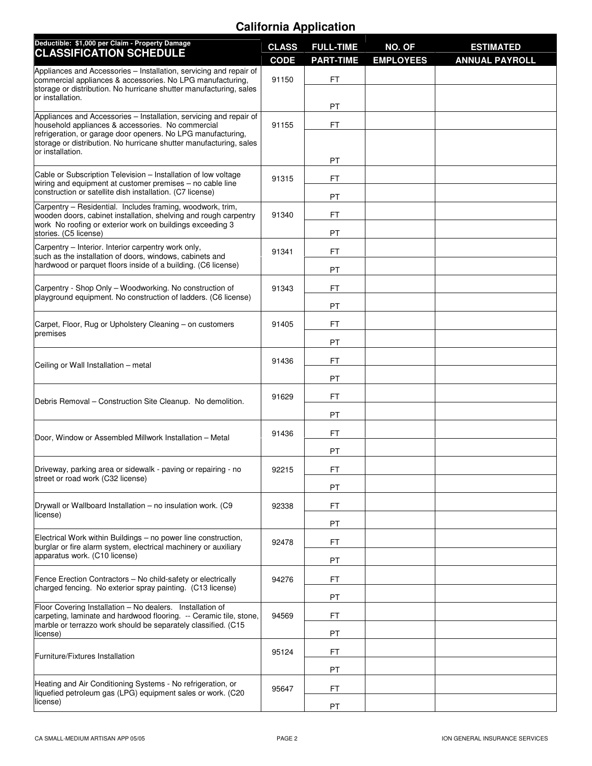# California Application

| Deductible: $1,000 per Claim - Property Damage<br>**CLASSIFICATION SCHEDULE** | CLASS CODE | FULL-TIME PART-TIME | NO. OF EMPLOYEES | ESTIMATED ANNUAL PAYROLL |
|---|---|---|---|---|
| Appliances and Accessories – Installation, servicing and repair of commercial appliances & accessories. No LPG manufacturing, storage or distribution. No hurricane shutter manufacturing, sales or installation. | 91150 | FT | | |
| | | PT | | |
| Appliances and Accessories – Installation, servicing and repair of household appliances & accessories. No commercial refrigeration, or garage door openers. No LPG manufacturing, storage or distribution. No hurricane shutter manufacturing, sales or installation. | 91155 | FT | | |
| | | PT | | |
| Cable or Subscription Television – Installation of low voltage wiring and equipment at customer premises – no cable line construction or satellite dish installation. (C7 license) | 91315 | FT | | |
| | | PT | | |
| Carpentry – Residential. Includes framing, woodwork, trim, wooden doors, cabinet installation, shelving and rough carpentry work No roofing or exterior work on buildings exceeding 3 stories. (C5 license) | 91340 | FT | | |
| | | PT | | |
| Carpentry – Interior. Interior carpentry work only, such as the installation of doors, windows, cabinets and hardwood or parquet floors inside of a building. (C6 license) | 91341 | FT | | |
| | | PT | | |
| Carpentry - Shop Only – Woodworking. No construction of playground equipment. No construction of ladders. (C6 license) | 91343 | FT | | |
| | | PT | | |
| Carpet, Floor, Rug or Upholstery Cleaning – on customers premises | 91405 | FT | | |
| | | PT | | |
| Ceiling or Wall Installation – metal | 91436 | FT | | |
| | | PT | | |
| Debris Removal – Construction Site Cleanup. No demolition. | 91629 | FT | | |
| | | PT | | |
| Door, Window or Assembled Millwork Installation – Metal | 91436 | FT | | |
| | | PT | | |
| Driveway, parking area or sidewalk - paving or repairing - no street or road work (C32 license) | 92215 | FT | | |
| | | PT | | |
| Drywall or Wallboard Installation – no insulation work. (C9 license) | 92338 | FT | | |
| | | PT | | |
| Electrical Work within Buildings – no power line construction, burglar or fire alarm system, electrical machinery or auxiliary apparatus work. (C10 license) | 92478 | FT | | |
| | | PT | | |
| Fence Erection Contractors – No child-safety or electrically charged fencing. No exterior spray painting. (C13 license) | 94276 | FT | | |
| | | PT | | |
| Floor Covering Installation – No dealers. Installation of carpeting, laminate and hardwood flooring. -- Ceramic tile, stone, marble or terrazzo work should be separately classified. (C15 license) | 94569 | FT | | |
| | | PT | | |
| Furniture/Fixtures Installation | 95124 | FT | | |
| | | PT | | |
| Heating and Air Conditioning Systems - No refrigeration, or liquefied petroleum gas (LPG) equipment sales or work. (C20 license) | 95647 | FT | | |
| | | PT | | |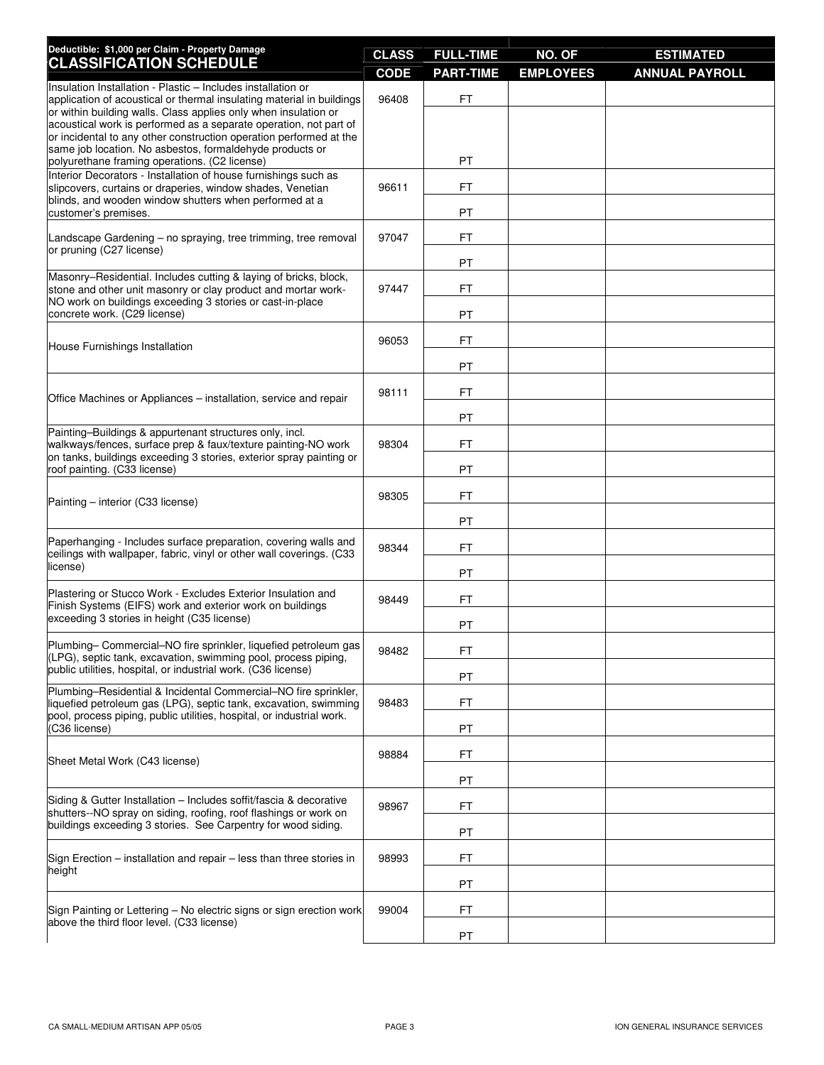Deductible: $1,000 per Claim - Property Damage

| CLASSIFICATION SCHEDULE | CLASS CODE | FULL-TIME PART-TIME | NO. OF EMPLOYEES | ESTIMATED ANNUAL PAYROLL |
|---|---|---|---|---|
| Insulation Installation - Plastic – Includes installation or application of acoustical or thermal insulating material in buildings or within building walls. Class applies only when insulation or acoustical work is performed as a separate operation, not part of or incidental to any other construction operation performed at the same job location. No asbestos, formaldehyde products or polyurethane framing operations. (C2 license) | 96408 | FT | | |
| | | PT | | |
| Interior Decorators - Installation of house furnishings such as slipcovers, curtains or draperies, window shades, Venetian blinds, and wooden window shutters when performed at a customer's premises. | 96611 | FT | | |
| | | PT | | |
| Landscape Gardening – no spraying, tree trimming, tree removal or pruning (C27 license) | 97047 | FT | | |
| | | PT | | |
| Masonry–Residential. Includes cutting & laying of bricks, block, stone and other unit masonry or clay product and mortar work-NO work on buildings exceeding 3 stories or cast-in-place concrete work. (C29 license) | 97447 | FT | | |
| | | PT | | |
| House Furnishings Installation | 96053 | FT | | |
| | | PT | | |
| Office Machines or Appliances – installation, service and repair | 98111 | FT | | |
| | | PT | | |
| Painting–Buildings & appurtenant structures only, incl. walkways/fences, surface prep & faux/texture painting-NO work on tanks, buildings exceeding 3 stories, exterior spray painting or roof painting. (C33 license) | 98304 | FT | | |
| | | PT | | |
| Painting – interior (C33 license) | 98305 | FT | | |
| | | PT | | |
| Paperhanging - Includes surface preparation, covering walls and ceilings with wallpaper, fabric, vinyl or other wall coverings. (C33 license) | 98344 | FT | | |
| | | PT | | |
| Plastering or Stucco Work - Excludes Exterior Insulation and Finish Systems (EIFS) work and exterior work on buildings exceeding 3 stories in height (C35 license) | 98449 | FT | | |
| | | PT | | |
| Plumbing– Commercial–NO fire sprinkler, liquefied petroleum gas (LPG), septic tank, excavation, swimming pool, process piping, public utilities, hospital, or industrial work. (C36 license) | 98482 | FT | | |
| | | PT | | |
| Plumbing–Residential & Incidental Commercial–NO fire sprinkler, liquefied petroleum gas (LPG), septic tank, excavation, swimming pool, process piping, public utilities, hospital, or industrial work. (C36 license) | 98483 | FT | | |
| | | PT | | |
| Sheet Metal Work (C43 license) | 98884 | FT | | |
| | | PT | | |
| Siding & Gutter Installation – Includes soffit/fascia & decorative shutters--NO spray on siding, roofing, roof flashings or work on buildings exceeding 3 stories. See Carpentry for wood siding. | 98967 | FT | | |
| | | PT | | |
| Sign Erection – installation and repair – less than three stories in height | 98993 | FT | | |
| | | PT | | |
| Sign Painting or Lettering – No electric signs or sign erection work above the third floor level. (C33 license) | 99004 | FT | | |
| | | PT | | |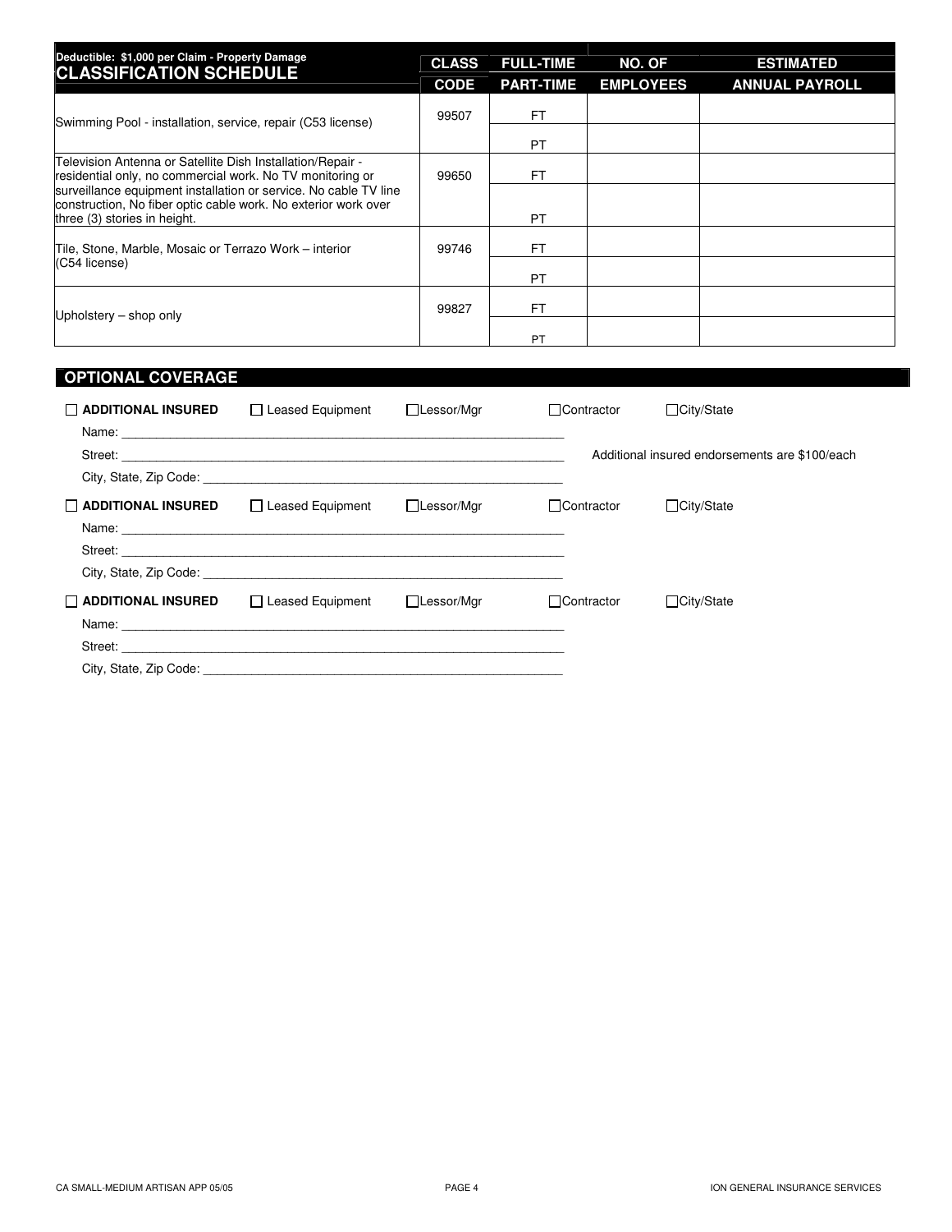| Deductible: $1,000 per Claim - Property Damage **CLASSIFICATION SCHEDULE** | CLASS CODE | FULL-TIME PART-TIME | NO. OF EMPLOYEES | ESTIMATED ANNUAL PAYROLL |
|---|---|---|---|---|
| Swimming Pool - installation, service, repair (C53 license) | 99507 | FT | | |
| | | PT | | |
| Television Antenna or Satellite Dish Installation/Repair - residential only, no commercial work. No TV monitoring or surveillance equipment installation or service. No cable TV line construction, No fiber optic cable work. No exterior work over three (3) stories in height. | 99650 | FT | | |
| | | PT | | |
| Tile, Stone, Marble, Mosaic or Terrazo Work – interior (C54 license) | 99746 | FT | | |
| | | PT | | |
| Upholstery – shop only | 99827 | FT | | |
| | | PT | | |

## OPTIONAL COVERAGE

☐ **ADDITIONAL INSURED** ☐ Leased Equipment ☐ Lessor/Mgr ☐ Contractor ☐ City/State

Name: ______________________________

Street: ______________________________

City, State, Zip Code: ______________________________

Additional insured endorsements are $100/each

☐ **ADDITIONAL INSURED** ☐ Leased Equipment ☐ Lessor/Mgr ☐ Contractor ☐ City/State

Name: ______________________________

Street: ______________________________

City, State, Zip Code: ______________________________

☐ **ADDITIONAL INSURED** ☐ Leased Equipment ☐ Lessor/Mgr ☐ Contractor ☐ City/State

Name: ______________________________

Street: ______________________________

City, State, Zip Code: ______________________________